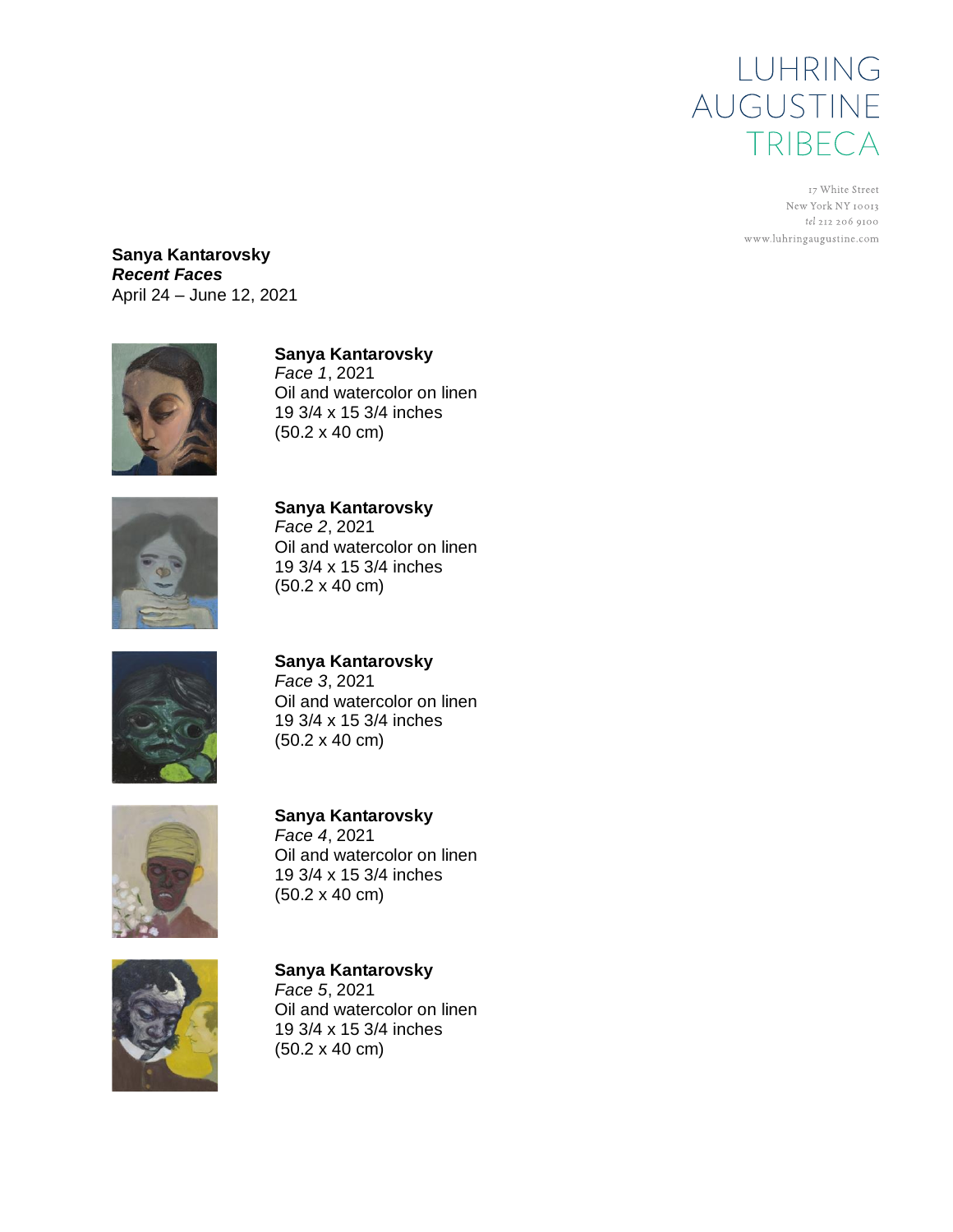LUHRING
AUGUSTINE
TRIBECA

17 White Street
New York NY 10013
*tel* 212 206 9100
www.luhringaugustine.com

**Sanya Kantarovsky**
***Recent Faces***
April 24 – June 12, 2021

**Sanya Kantarovsky**
*Face 1*, 2021
Oil and watercolor on linen
19 3/4 x 15 3/4 inches
(50.2 x 40 cm)

**Sanya Kantarovsky**
*Face 2*, 2021
Oil and watercolor on linen
19 3/4 x 15 3/4 inches
(50.2 x 40 cm)

**Sanya Kantarovsky**
*Face 3*, 2021
Oil and watercolor on linen
19 3/4 x 15 3/4 inches
(50.2 x 40 cm)

**Sanya Kantarovsky**
*Face 4*, 2021
Oil and watercolor on linen
19 3/4 x 15 3/4 inches
(50.2 x 40 cm)

**Sanya Kantarovsky**
*Face 5*, 2021
Oil and watercolor on linen
19 3/4 x 15 3/4 inches
(50.2 x 40 cm)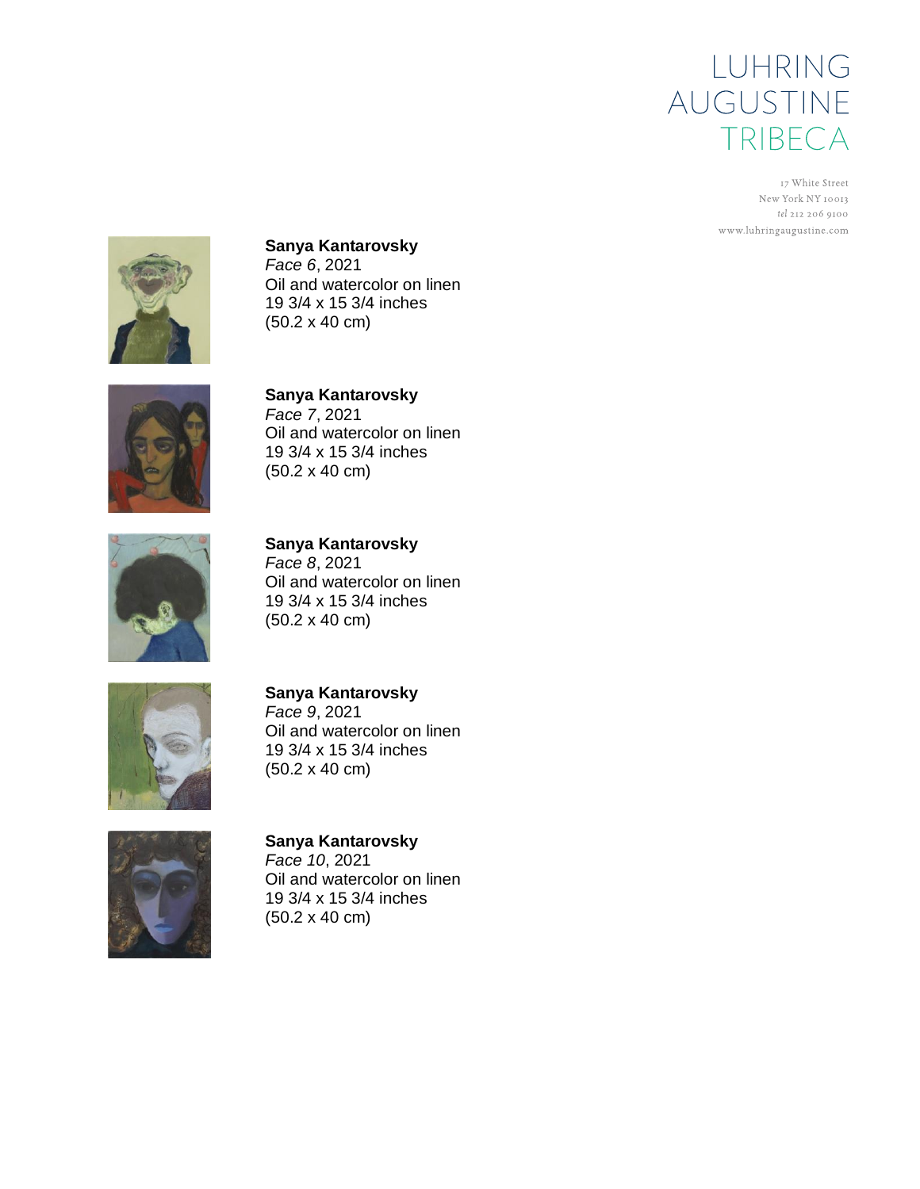LUHRING
AUGUSTINE
TRIBECA

17 White Street
New York NY 10013
*tel* 212 206 9100
www.luhringaugustine.com

**Sanya Kantarovsky**
*Face 6*, 2021
Oil and watercolor on linen
19 3/4 x 15 3/4 inches
(50.2 x 40 cm)

**Sanya Kantarovsky**
*Face 7*, 2021
Oil and watercolor on linen
19 3/4 x 15 3/4 inches
(50.2 x 40 cm)

**Sanya Kantarovsky**
*Face 8*, 2021
Oil and watercolor on linen
19 3/4 x 15 3/4 inches
(50.2 x 40 cm)

**Sanya Kantarovsky**
*Face 9*, 2021
Oil and watercolor on linen
19 3/4 x 15 3/4 inches
(50.2 x 40 cm)

**Sanya Kantarovsky**
*Face 10*, 2021
Oil and watercolor on linen
19 3/4 x 15 3/4 inches
(50.2 x 40 cm)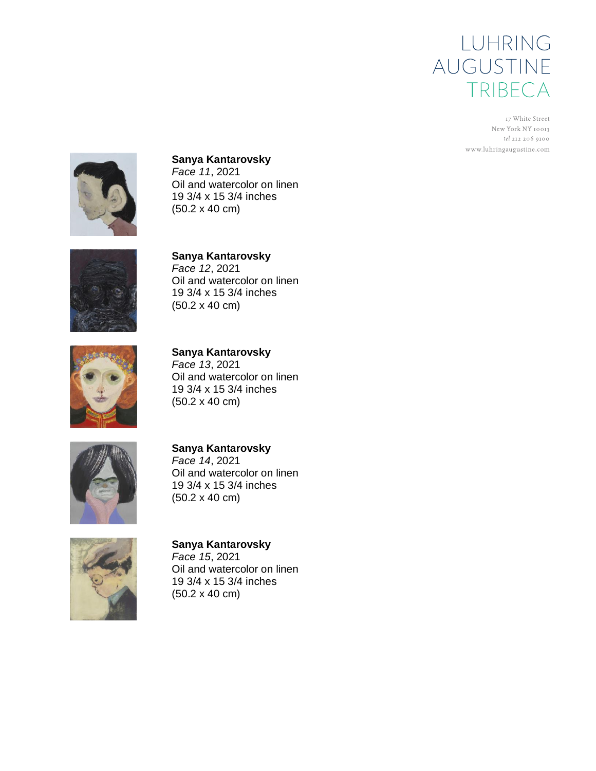LUHRING
AUGUSTINE
TRIBECA

17 White Street
New York NY 10013
*tel* 212 206 9100
www.luhringaugustine.com

**Sanya Kantarovsky**
*Face 11*, 2021
Oil and watercolor on linen
19 3/4 x 15 3/4 inches
(50.2 x 40 cm)

**Sanya Kantarovsky**
*Face 12*, 2021
Oil and watercolor on linen
19 3/4 x 15 3/4 inches
(50.2 x 40 cm)

**Sanya Kantarovsky**
*Face 13*, 2021
Oil and watercolor on linen
19 3/4 x 15 3/4 inches
(50.2 x 40 cm)

**Sanya Kantarovsky**
*Face 14*, 2021
Oil and watercolor on linen
19 3/4 x 15 3/4 inches
(50.2 x 40 cm)

**Sanya Kantarovsky**
*Face 15*, 2021
Oil and watercolor on linen
19 3/4 x 15 3/4 inches
(50.2 x 40 cm)